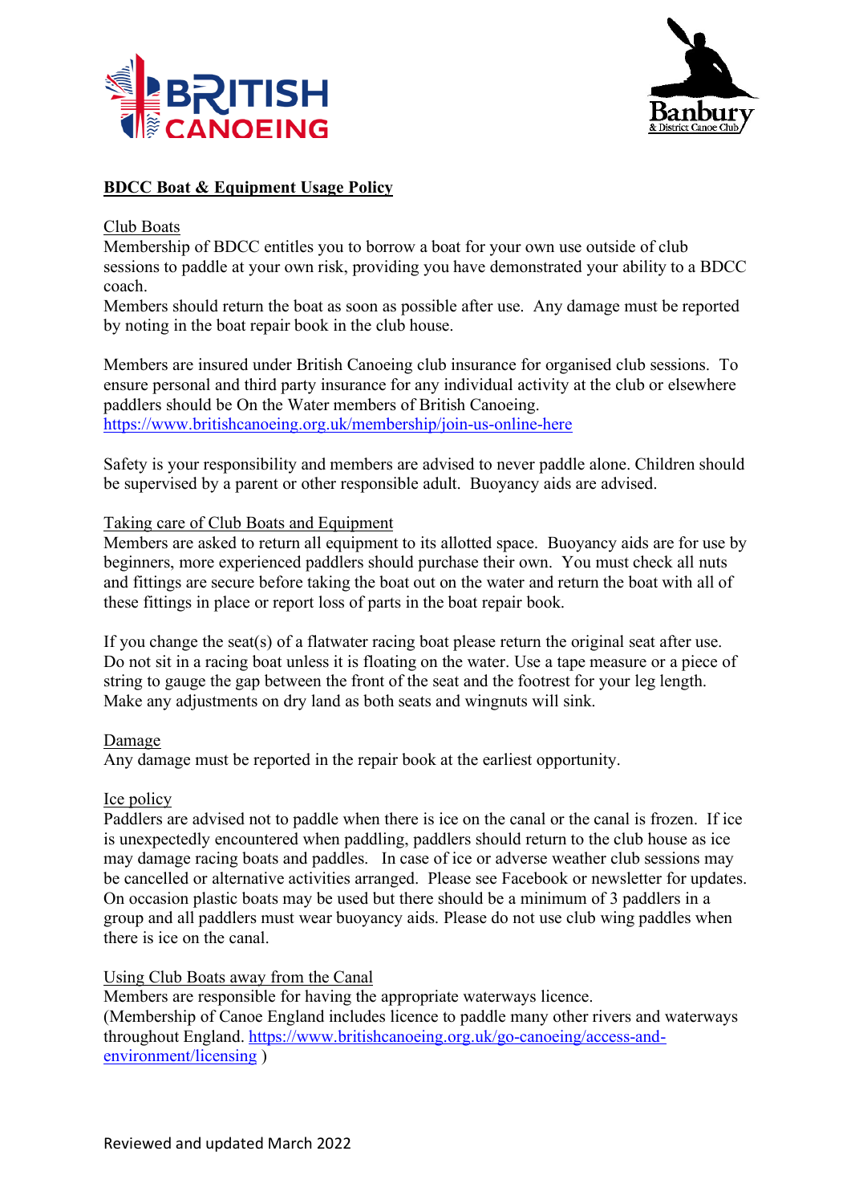# BDCC Boat & Equipment Usage Policy

## Club Boats

Membership of BDCC entitles you to borrow a boat for your own use outside of club sessions to paddle at your own risk, providing you have demonstrated your ability to a BDCC coach.

Members should return the boat as soon as possible after use. Any damage must be reported by noting in the boat repair book in the club house.

Members are insured under British Canoeing club insurance for organised club sessions. To ensure personal and third party insurance for any individual activity at the club or elsewhere paddlers should be On the Water members of British Canoeing.
https://www.britishcanoeing.org.uk/membership/join-us-online-here

Safety is your responsibility and members are advised to never paddle alone. Children should be supervised by a parent or other responsible adult. Buoyancy aids are advised.

## Taking care of Club Boats and Equipment

Members are asked to return all equipment to its allotted space. Buoyancy aids are for use by beginners, more experienced paddlers should purchase their own. You must check all nuts and fittings are secure before taking the boat out on the water and return the boat with all of these fittings in place or report loss of parts in the boat repair book.

If you change the seat(s) of a flatwater racing boat please return the original seat after use. Do not sit in a racing boat unless it is floating on the water. Use a tape measure or a piece of string to gauge the gap between the front of the seat and the footrest for your leg length. Make any adjustments on dry land as both seats and wingnuts will sink.

## Damage

Any damage must be reported in the repair book at the earliest opportunity.

## Ice policy

Paddlers are advised not to paddle when there is ice on the canal or the canal is frozen. If ice is unexpectedly encountered when paddling, paddlers should return to the club house as ice may damage racing boats and paddles. In case of ice or adverse weather club sessions may be cancelled or alternative activities arranged. Please see Facebook or newsletter for updates. On occasion plastic boats may be used but there should be a minimum of 3 paddlers in a group and all paddlers must wear buoyancy aids. Please do not use club wing paddles when there is ice on the canal.

## Using Club Boats away from the Canal

Members are responsible for having the appropriate waterways licence.
(Membership of Canoe England includes licence to paddle many other rivers and waterways throughout England. https://www.britishcanoeing.org.uk/go-canoeing/access-and-environment/licensing )

Reviewed and updated March 2022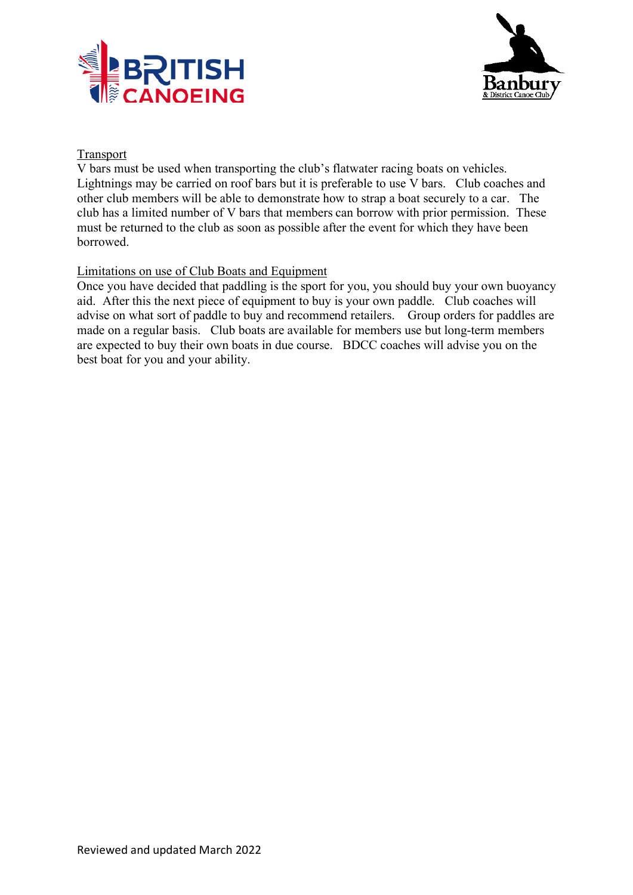## Transport

V bars must be used when transporting the club's flatwater racing boats on vehicles. Lightnings may be carried on roof bars but it is preferable to use V bars. Club coaches and other club members will be able to demonstrate how to strap a boat securely to a car. The club has a limited number of V bars that members can borrow with prior permission. These must be returned to the club as soon as possible after the event for which they have been borrowed.

## Limitations on use of Club Boats and Equipment

Once you have decided that paddling is the sport for you, you should buy your own buoyancy aid. After this the next piece of equipment to buy is your own paddle. Club coaches will advise on what sort of paddle to buy and recommend retailers. Group orders for paddles are made on a regular basis. Club boats are available for members use but long-term members are expected to buy their own boats in due course. BDCC coaches will advise you on the best boat for you and your ability.

Reviewed and updated March 2022